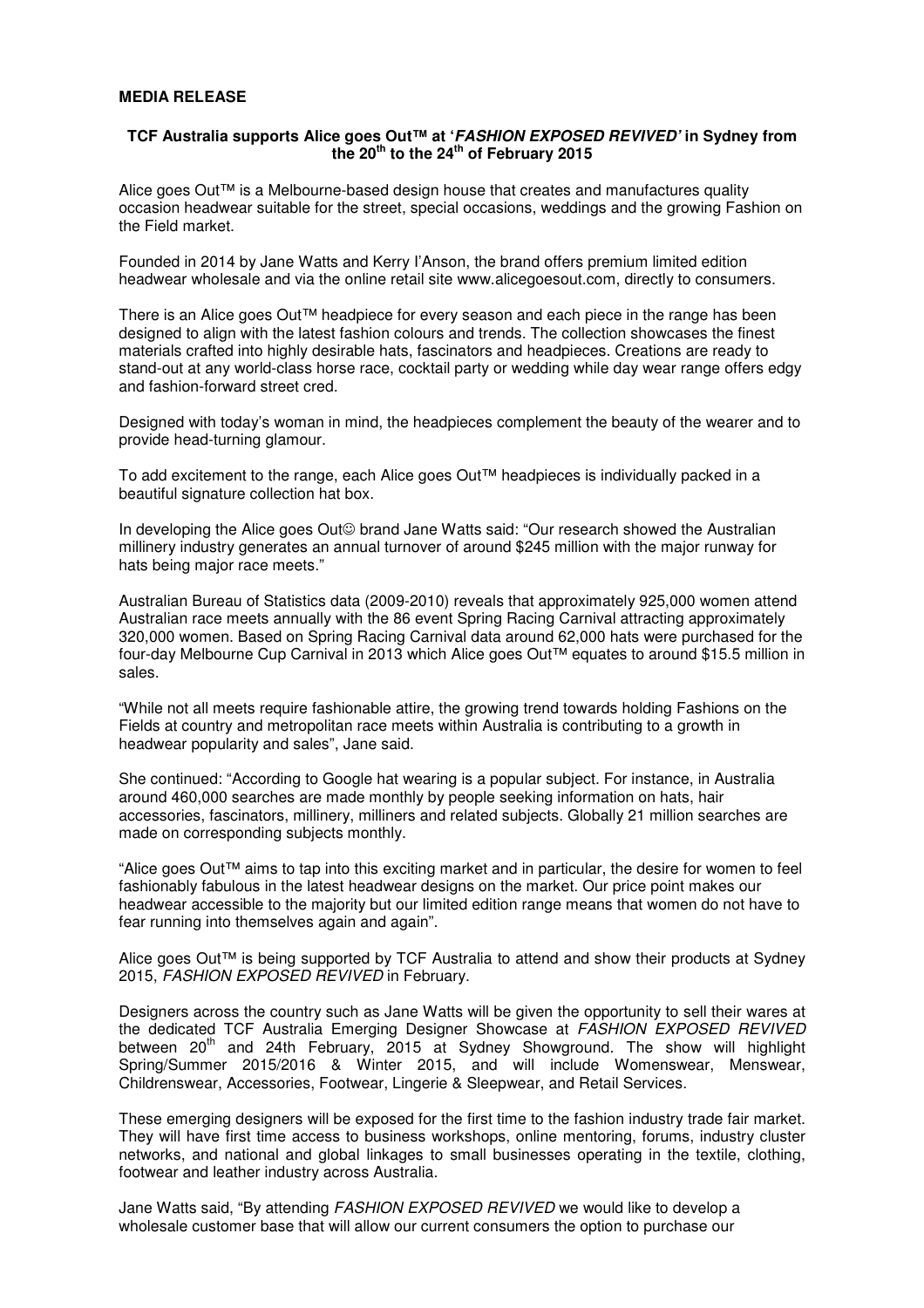**MEDIA RELEASE**

**TCF Australia supports Alice goes Out™ at '*FASHION EXPOSED REVIVED'* in Sydney from the 20th to the 24th of February 2015**

Alice goes Out™ is a Melbourne-based design house that creates and manufactures quality occasion headwear suitable for the street, special occasions, weddings and the growing Fashion on the Field market.

Founded in 2014 by Jane Watts and Kerry I'Anson, the brand offers premium limited edition headwear wholesale and via the online retail site www.alicegoesout.com, directly to consumers.

There is an Alice goes Out™ headpiece for every season and each piece in the range has been designed to align with the latest fashion colours and trends. The collection showcases the finest materials crafted into highly desirable hats, fascinators and headpieces. Creations are ready to stand-out at any world-class horse race, cocktail party or wedding while day wear range offers edgy and fashion-forward street cred.

Designed with today's woman in mind, the headpieces complement the beauty of the wearer and to provide head-turning glamour.

To add excitement to the range, each Alice goes Out™ headpieces is individually packed in a beautiful signature collection hat box.

In developing the Alice goes Out☺ brand Jane Watts said: "Our research showed the Australian millinery industry generates an annual turnover of around $245 million with the major runway for hats being major race meets."

Australian Bureau of Statistics data (2009-2010) reveals that approximately 925,000 women attend Australian race meets annually with the 86 event Spring Racing Carnival attracting approximately 320,000 women. Based on Spring Racing Carnival data around 62,000 hats were purchased for the four-day Melbourne Cup Carnival in 2013 which Alice goes Out™ equates to around $15.5 million in sales.

"While not all meets require fashionable attire, the growing trend towards holding Fashions on the Fields at country and metropolitan race meets within Australia is contributing to a growth in headwear popularity and sales", Jane said.

She continued: "According to Google hat wearing is a popular subject. For instance, in Australia around 460,000 searches are made monthly by people seeking information on hats, hair accessories, fascinators, millinery, milliners and related subjects. Globally 21 million searches are made on corresponding subjects monthly.

"Alice goes Out™ aims to tap into this exciting market and in particular, the desire for women to feel fashionably fabulous in the latest headwear designs on the market. Our price point makes our headwear accessible to the majority but our limited edition range means that women do not have to fear running into themselves again and again".

Alice goes Out™ is being supported by TCF Australia to attend and show their products at Sydney 2015, *FASHION EXPOSED REVIVED* in February.

Designers across the country such as Jane Watts will be given the opportunity to sell their wares at the dedicated TCF Australia Emerging Designer Showcase at *FASHION EXPOSED REVIVED* between 20th and 24th February, 2015 at Sydney Showground. The show will highlight Spring/Summer 2015/2016 & Winter 2015, and will include Womenswear, Menswear, Childrenswear, Accessories, Footwear, Lingerie & Sleepwear, and Retail Services.

These emerging designers will be exposed for the first time to the fashion industry trade fair market. They will have first time access to business workshops, online mentoring, forums, industry cluster networks, and national and global linkages to small businesses operating in the textile, clothing, footwear and leather industry across Australia.

Jane Watts said, "By attending *FASHION EXPOSED REVIVED* we would like to develop a wholesale customer base that will allow our current consumers the option to purchase our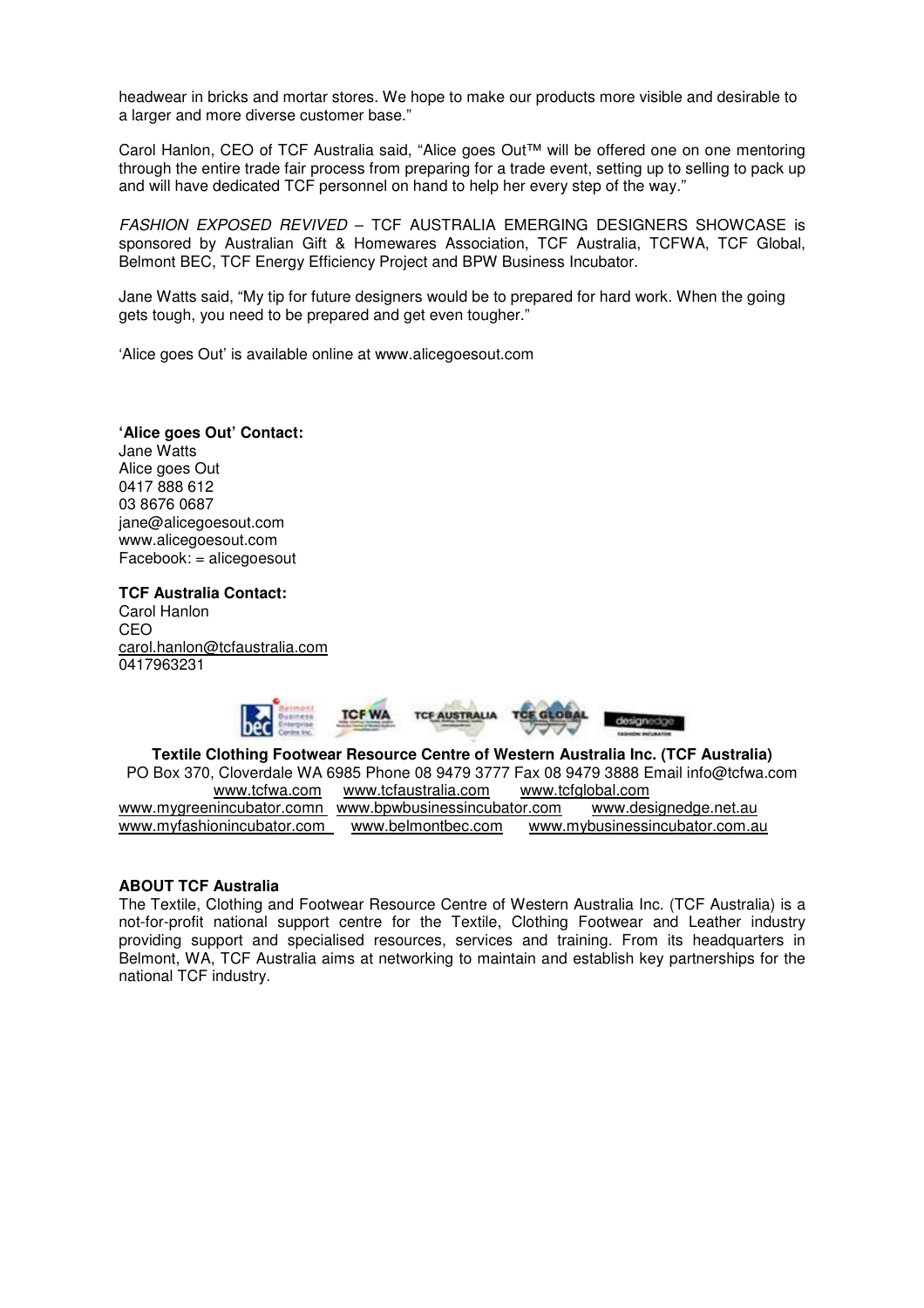headwear in bricks and mortar stores. We hope to make our products more visible and desirable to a larger and more diverse customer base."

Carol Hanlon, CEO of TCF Australia said, "Alice goes Out™ will be offered one on one mentoring through the entire trade fair process from preparing for a trade event, setting up to selling to pack up and will have dedicated TCF personnel on hand to help her every step of the way."

*FASHION EXPOSED REVIVED* – TCF AUSTRALIA EMERGING DESIGNERS SHOWCASE is sponsored by Australian Gift & Homewares Association, TCF Australia, TCFWA, TCF Global, Belmont BEC, TCF Energy Efficiency Project and BPW Business Incubator.

Jane Watts said, "My tip for future designers would be to prepared for hard work. When the going gets tough, you need to be prepared and get even tougher."

'Alice goes Out' is available online at www.alicegoesout.com

**'Alice goes Out' Contact:**
Jane Watts
Alice goes Out
0417 888 612
03 8676 0687
jane@alicegoesout.com
www.alicegoesout.com
Facebook: = alicegoesout

**TCF Australia Contact:**
Carol Hanlon
CEO
carol.hanlon@tcfaustralia.com
0417963231

**Textile Clothing Footwear Resource Centre of Western Australia Inc. (TCF Australia)**
PO Box 370, Cloverdale WA 6985 Phone 08 9479 3777 Fax 08 9479 3888 Email info@tcfwa.com
www.tcfwa.com www.tcfaustralia.com www.tcfglobal.com
www.mygreenincubator.comn www.bpwbusinessincubator.com www.designedge.net.au
www.myfashionincubator.com www.belmontbec.com www.mybusinessincubator.com.au

**ABOUT TCF Australia**
The Textile, Clothing and Footwear Resource Centre of Western Australia Inc. (TCF Australia) is a not-for-profit national support centre for the Textile, Clothing Footwear and Leather industry providing support and specialised resources, services and training. From its headquarters in Belmont, WA, TCF Australia aims at networking to maintain and establish key partnerships for the national TCF industry.